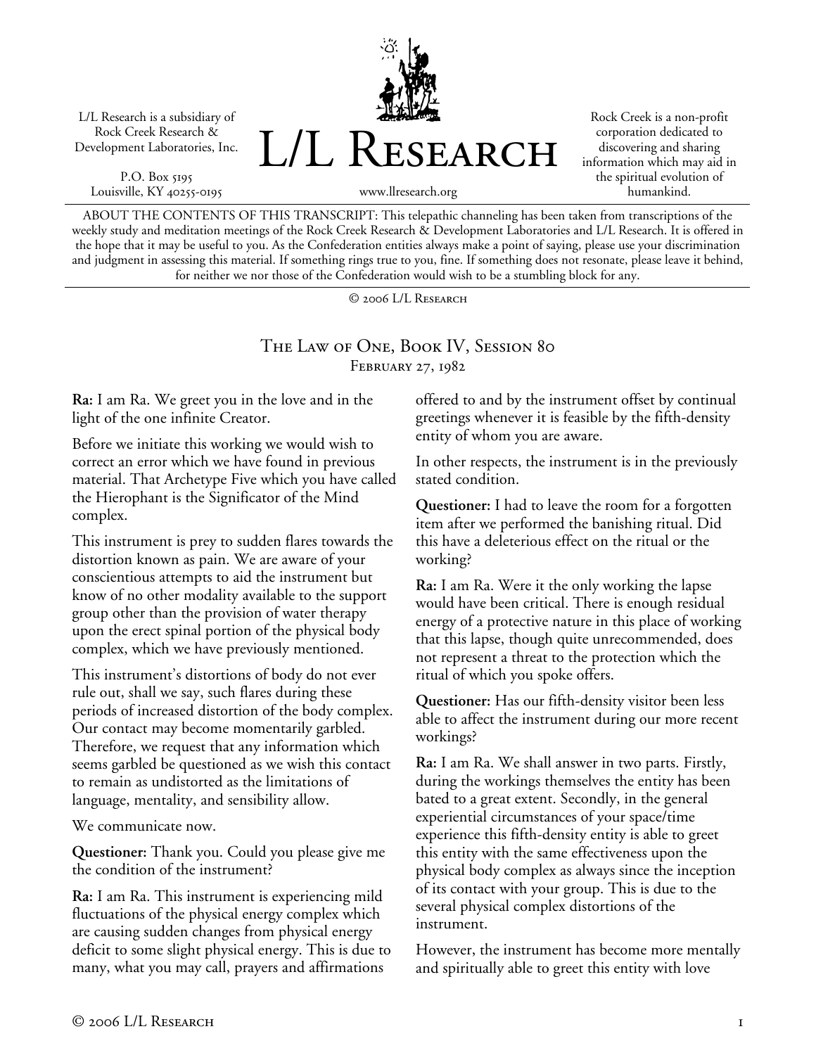L/L Research is a subsidiary of Rock Creek Research & Development Laboratories, Inc.

P.O. Box 5195
Louisville, KY 40255-0195

# L/L Research

www.llresearch.org

Rock Creek is a non-profit corporation dedicated to discovering and sharing information which may aid in the spiritual evolution of humankind.

ABOUT THE CONTENTS OF THIS TRANSCRIPT: This telepathic channeling has been taken from transcriptions of the weekly study and meditation meetings of the Rock Creek Research & Development Laboratories and L/L Research. It is offered in the hope that it may be useful to you. As the Confederation entities always make a point of saying, please use your discrimination and judgment in assessing this material. If something rings true to you, fine. If something does not resonate, please leave it behind, for neither we nor those of the Confederation would wish to be a stumbling block for any.

© 2006 L/L Research

## The Law of One, Book IV, Session 80
February 27, 1982

**Ra:** I am Ra. We greet you in the love and in the light of the one infinite Creator.

Before we initiate this working we would wish to correct an error which we have found in previous material. That Archetype Five which you have called the Hierophant is the Significator of the Mind complex.

This instrument is prey to sudden flares towards the distortion known as pain. We are aware of your conscientious attempts to aid the instrument but know of no other modality available to the support group other than the provision of water therapy upon the erect spinal portion of the physical body complex, which we have previously mentioned.

This instrument's distortions of body do not ever rule out, shall we say, such flares during these periods of increased distortion of the body complex. Our contact may become momentarily garbled. Therefore, we request that any information which seems garbled be questioned as we wish this contact to remain as undistorted as the limitations of language, mentality, and sensibility allow.

We communicate now.

**Questioner:** Thank you. Could you please give me the condition of the instrument?

**Ra:** I am Ra. This instrument is experiencing mild fluctuations of the physical energy complex which are causing sudden changes from physical energy deficit to some slight physical energy. This is due to many, what you may call, prayers and affirmations offered to and by the instrument offset by continual greetings whenever it is feasible by the fifth-density entity of whom you are aware.

In other respects, the instrument is in the previously stated condition.

**Questioner:** I had to leave the room for a forgotten item after we performed the banishing ritual. Did this have a deleterious effect on the ritual or the working?

**Ra:** I am Ra. Were it the only working the lapse would have been critical. There is enough residual energy of a protective nature in this place of working that this lapse, though quite unrecommended, does not represent a threat to the protection which the ritual of which you spoke offers.

**Questioner:** Has our fifth-density visitor been less able to affect the instrument during our more recent workings?

**Ra:** I am Ra. We shall answer in two parts. Firstly, during the workings themselves the entity has been bated to a great extent. Secondly, in the general experiential circumstances of your space/time experience this fifth-density entity is able to greet this entity with the same effectiveness upon the physical body complex as always since the inception of its contact with your group. This is due to the several physical complex distortions of the instrument.

However, the instrument has become more mentally and spiritually able to greet this entity with love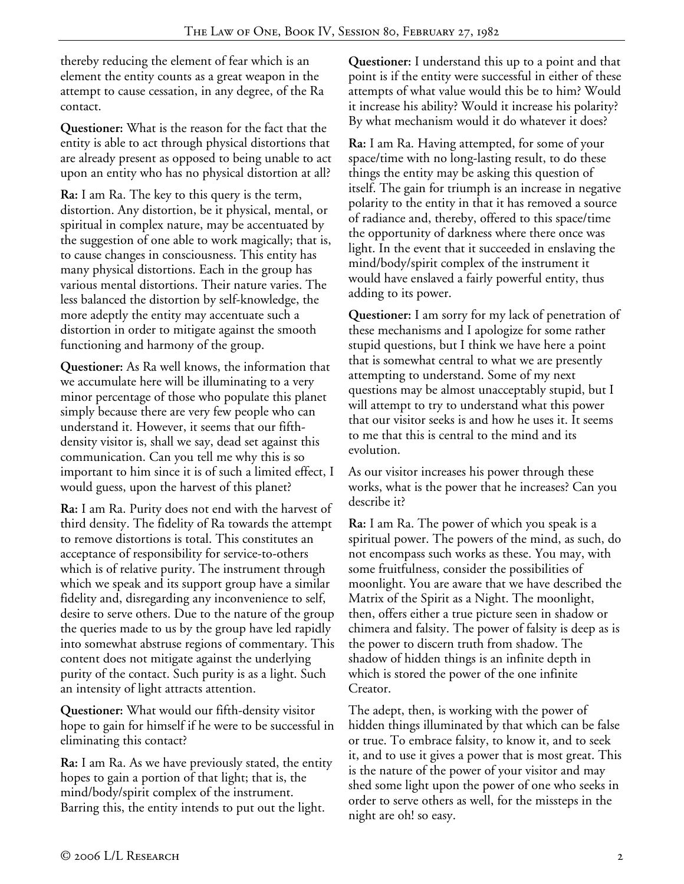thereby reducing the element of fear which is an element the entity counts as a great weapon in the attempt to cause cessation, in any degree, of the Ra contact.

**Questioner:** What is the reason for the fact that the entity is able to act through physical distortions that are already present as opposed to being unable to act upon an entity who has no physical distortion at all?

**Ra:** I am Ra. The key to this query is the term, distortion. Any distortion, be it physical, mental, or spiritual in complex nature, may be accentuated by the suggestion of one able to work magically; that is, to cause changes in consciousness. This entity has many physical distortions. Each in the group has various mental distortions. Their nature varies. The less balanced the distortion by self-knowledge, the more adeptly the entity may accentuate such a distortion in order to mitigate against the smooth functioning and harmony of the group.

**Questioner:** As Ra well knows, the information that we accumulate here will be illuminating to a very minor percentage of those who populate this planet simply because there are very few people who can understand it. However, it seems that our fifth-density visitor is, shall we say, dead set against this communication. Can you tell me why this is so important to him since it is of such a limited effect, I would guess, upon the harvest of this planet?

**Ra:** I am Ra. Purity does not end with the harvest of third density. The fidelity of Ra towards the attempt to remove distortions is total. This constitutes an acceptance of responsibility for service-to-others which is of relative purity. The instrument through which we speak and its support group have a similar fidelity and, disregarding any inconvenience to self, desire to serve others. Due to the nature of the group the queries made to us by the group have led rapidly into somewhat abstruse regions of commentary. This content does not mitigate against the underlying purity of the contact. Such purity is as a light. Such an intensity of light attracts attention.

**Questioner:** What would our fifth-density visitor hope to gain for himself if he were to be successful in eliminating this contact?

**Ra:** I am Ra. As we have previously stated, the entity hopes to gain a portion of that light; that is, the mind/body/spirit complex of the instrument. Barring this, the entity intends to put out the light.

**Questioner:** I understand this up to a point and that point is if the entity were successful in either of these attempts of what value would this be to him? Would it increase his ability? Would it increase his polarity? By what mechanism would it do whatever it does?

**Ra:** I am Ra. Having attempted, for some of your space/time with no long-lasting result, to do these things the entity may be asking this question of itself. The gain for triumph is an increase in negative polarity to the entity in that it has removed a source of radiance and, thereby, offered to this space/time the opportunity of darkness where there once was light. In the event that it succeeded in enslaving the mind/body/spirit complex of the instrument it would have enslaved a fairly powerful entity, thus adding to its power.

**Questioner:** I am sorry for my lack of penetration of these mechanisms and I apologize for some rather stupid questions, but I think we have here a point that is somewhat central to what we are presently attempting to understand. Some of my next questions may be almost unacceptably stupid, but I will attempt to try to understand what this power that our visitor seeks is and how he uses it. It seems to me that this is central to the mind and its evolution.

As our visitor increases his power through these works, what is the power that he increases? Can you describe it?

**Ra:** I am Ra. The power of which you speak is a spiritual power. The powers of the mind, as such, do not encompass such works as these. You may, with some fruitfulness, consider the possibilities of moonlight. You are aware that we have described the Matrix of the Spirit as a Night. The moonlight, then, offers either a true picture seen in shadow or chimera and falsity. The power of falsity is deep as is the power to discern truth from shadow. The shadow of hidden things is an infinite depth in which is stored the power of the one infinite Creator.

The adept, then, is working with the power of hidden things illuminated by that which can be false or true. To embrace falsity, to know it, and to seek it, and to use it gives a power that is most great. This is the nature of the power of your visitor and may shed some light upon the power of one who seeks in order to serve others as well, for the missteps in the night are oh! so easy.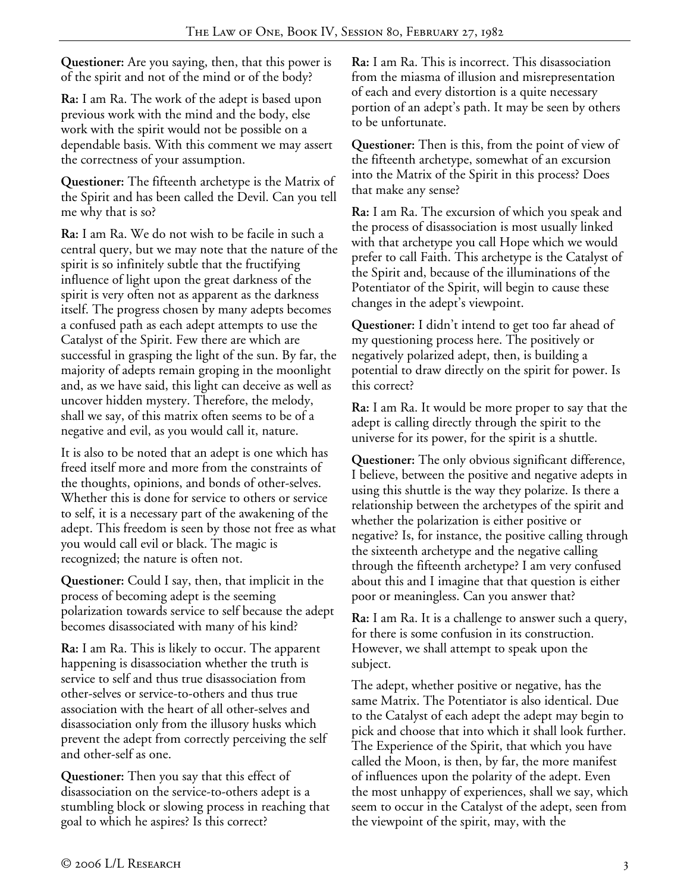**Questioner:** Are you saying, then, that this power is of the spirit and not of the mind or of the body?

**Ra:** I am Ra. The work of the adept is based upon previous work with the mind and the body, else work with the spirit would not be possible on a dependable basis. With this comment we may assert the correctness of your assumption.

**Questioner:** The fifteenth archetype is the Matrix of the Spirit and has been called the Devil. Can you tell me why that is so?

**Ra:** I am Ra. We do not wish to be facile in such a central query, but we may note that the nature of the spirit is so infinitely subtle that the fructifying influence of light upon the great darkness of the spirit is very often not as apparent as the darkness itself. The progress chosen by many adepts becomes a confused path as each adept attempts to use the Catalyst of the Spirit. Few there are which are successful in grasping the light of the sun. By far, the majority of adepts remain groping in the moonlight and, as we have said, this light can deceive as well as uncover hidden mystery. Therefore, the melody, shall we say, of this matrix often seems to be of a negative and evil, as you would call it, nature.

It is also to be noted that an adept is one which has freed itself more and more from the constraints of the thoughts, opinions, and bonds of other-selves. Whether this is done for service to others or service to self, it is a necessary part of the awakening of the adept. This freedom is seen by those not free as what you would call evil or black. The magic is recognized; the nature is often not.

**Questioner:** Could I say, then, that implicit in the process of becoming adept is the seeming polarization towards service to self because the adept becomes disassociated with many of his kind?

**Ra:** I am Ra. This is likely to occur. The apparent happening is disassociation whether the truth is service to self and thus true disassociation from other-selves or service-to-others and thus true association with the heart of all other-selves and disassociation only from the illusory husks which prevent the adept from correctly perceiving the self and other-self as one.

**Questioner:** Then you say that this effect of disassociation on the service-to-others adept is a stumbling block or slowing process in reaching that goal to which he aspires? Is this correct?

**Ra:** I am Ra. This is incorrect. This disassociation from the miasma of illusion and misrepresentation of each and every distortion is a quite necessary portion of an adept's path. It may be seen by others to be unfortunate.

**Questioner:** Then is this, from the point of view of the fifteenth archetype, somewhat of an excursion into the Matrix of the Spirit in this process? Does that make any sense?

**Ra:** I am Ra. The excursion of which you speak and the process of disassociation is most usually linked with that archetype you call Hope which we would prefer to call Faith. This archetype is the Catalyst of the Spirit and, because of the illuminations of the Potentiator of the Spirit, will begin to cause these changes in the adept's viewpoint.

**Questioner:** I didn't intend to get too far ahead of my questioning process here. The positively or negatively polarized adept, then, is building a potential to draw directly on the spirit for power. Is this correct?

**Ra:** I am Ra. It would be more proper to say that the adept is calling directly through the spirit to the universe for its power, for the spirit is a shuttle.

**Questioner:** The only obvious significant difference, I believe, between the positive and negative adepts in using this shuttle is the way they polarize. Is there a relationship between the archetypes of the spirit and whether the polarization is either positive or negative? Is, for instance, the positive calling through the sixteenth archetype and the negative calling through the fifteenth archetype? I am very confused about this and I imagine that that question is either poor or meaningless. Can you answer that?

**Ra:** I am Ra. It is a challenge to answer such a query, for there is some confusion in its construction. However, we shall attempt to speak upon the subject.

The adept, whether positive or negative, has the same Matrix. The Potentiator is also identical. Due to the Catalyst of each adept the adept may begin to pick and choose that into which it shall look further. The Experience of the Spirit, that which you have called the Moon, is then, by far, the more manifest of influences upon the polarity of the adept. Even the most unhappy of experiences, shall we say, which seem to occur in the Catalyst of the adept, seen from the viewpoint of the spirit, may, with the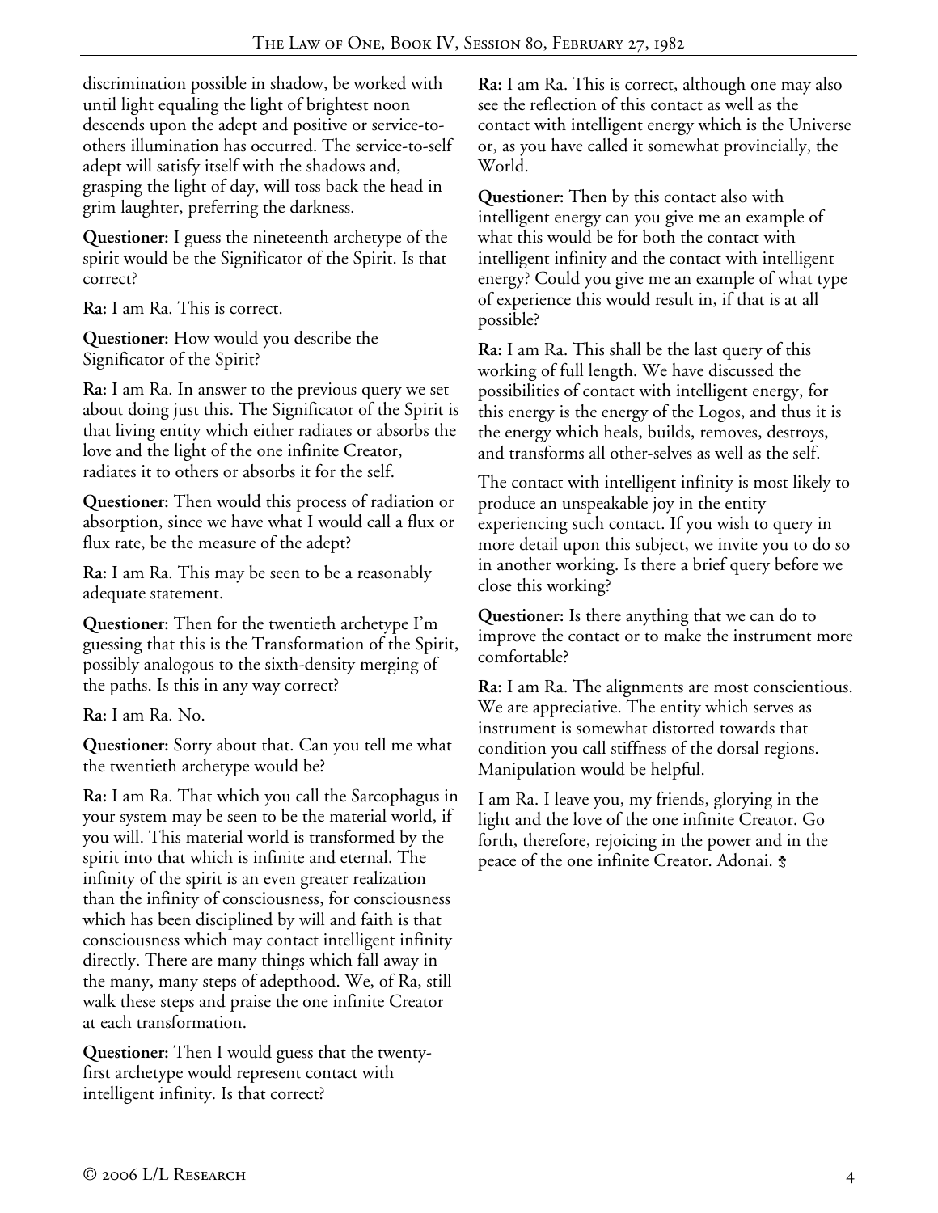discrimination possible in shadow, be worked with until light equaling the light of brightest noon descends upon the adept and positive or service-to-others illumination has occurred. The service-to-self adept will satisfy itself with the shadows and, grasping the light of day, will toss back the head in grim laughter, preferring the darkness.

**Questioner:** I guess the nineteenth archetype of the spirit would be the Significator of the Spirit. Is that correct?

**Ra:** I am Ra. This is correct.

**Questioner:** How would you describe the Significator of the Spirit?

**Ra:** I am Ra. In answer to the previous query we set about doing just this. The Significator of the Spirit is that living entity which either radiates or absorbs the love and the light of the one infinite Creator, radiates it to others or absorbs it for the self.

**Questioner:** Then would this process of radiation or absorption, since we have what I would call a flux or flux rate, be the measure of the adept?

**Ra:** I am Ra. This may be seen to be a reasonably adequate statement.

**Questioner:** Then for the twentieth archetype I'm guessing that this is the Transformation of the Spirit, possibly analogous to the sixth-density merging of the paths. Is this in any way correct?

**Ra:** I am Ra. No.

**Questioner:** Sorry about that. Can you tell me what the twentieth archetype would be?

**Ra:** I am Ra. That which you call the Sarcophagus in your system may be seen to be the material world, if you will. This material world is transformed by the spirit into that which is infinite and eternal. The infinity of the spirit is an even greater realization than the infinity of consciousness, for consciousness which has been disciplined by will and faith is that consciousness which may contact intelligent infinity directly. There are many things which fall away in the many, many steps of adepthood. We, of Ra, still walk these steps and praise the one infinite Creator at each transformation.

**Questioner:** Then I would guess that the twenty-first archetype would represent contact with intelligent infinity. Is that correct?

**Ra:** I am Ra. This is correct, although one may also see the reflection of this contact as well as the contact with intelligent energy which is the Universe or, as you have called it somewhat provincially, the World.

**Questioner:** Then by this contact also with intelligent energy can you give me an example of what this would be for both the contact with intelligent infinity and the contact with intelligent energy? Could you give me an example of what type of experience this would result in, if that is at all possible?

**Ra:** I am Ra. This shall be the last query of this working of full length. We have discussed the possibilities of contact with intelligent energy, for this energy is the energy of the Logos, and thus it is the energy which heals, builds, removes, destroys, and transforms all other-selves as well as the self.

The contact with intelligent infinity is most likely to produce an unspeakable joy in the entity experiencing such contact. If you wish to query in more detail upon this subject, we invite you to do so in another working. Is there a brief query before we close this working?

**Questioner:** Is there anything that we can do to improve the contact or to make the instrument more comfortable?

**Ra:** I am Ra. The alignments are most conscientious. We are appreciative. The entity which serves as instrument is somewhat distorted towards that condition you call stiffness of the dorsal regions. Manipulation would be helpful.

I am Ra. I leave you, my friends, glorying in the light and the love of the one infinite Creator. Go forth, therefore, rejoicing in the power and in the peace of the one infinite Creator. Adonai. ♰